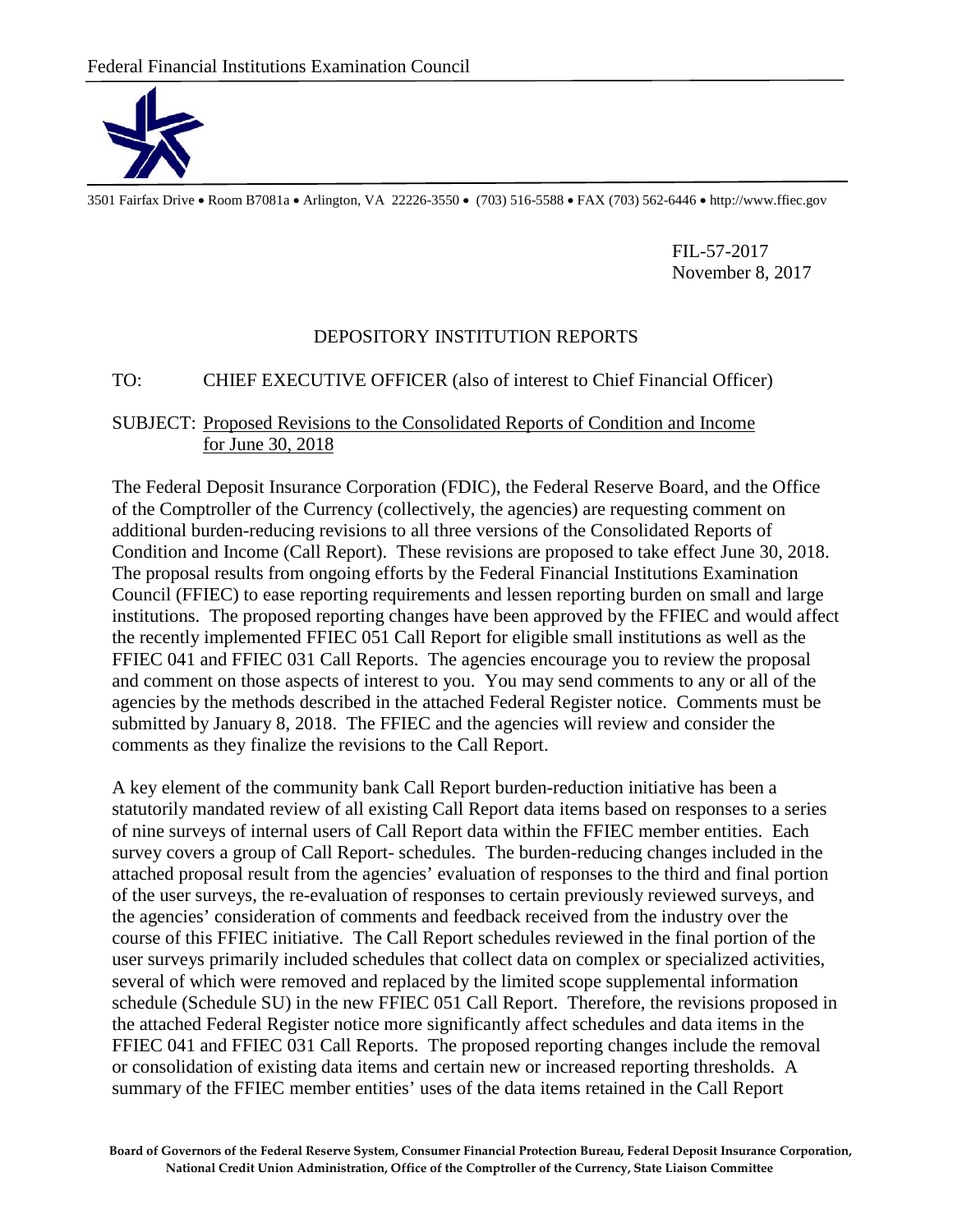Federal Financial Institutions Examination Council

3501 Fairfax Drive • Room B7081a • Arlington, VA 22226-3550 • (703) 516-5588 • FAX (703) 562-6446 • http://www.ffiec.gov

FIL-57-2017
November 8, 2017

DEPOSITORY INSTITUTION REPORTS

TO: CHIEF EXECUTIVE OFFICER (also of interest to Chief Financial Officer)

SUBJECT: Proposed Revisions to the Consolidated Reports of Condition and Income for June 30, 2018

The Federal Deposit Insurance Corporation (FDIC), the Federal Reserve Board, and the Office of the Comptroller of the Currency (collectively, the agencies) are requesting comment on additional burden-reducing revisions to all three versions of the Consolidated Reports of Condition and Income (Call Report). These revisions are proposed to take effect June 30, 2018. The proposal results from ongoing efforts by the Federal Financial Institutions Examination Council (FFIEC) to ease reporting requirements and lessen reporting burden on small and large institutions. The proposed reporting changes have been approved by the FFIEC and would affect the recently implemented FFIEC 051 Call Report for eligible small institutions as well as the FFIEC 041 and FFIEC 031 Call Reports. The agencies encourage you to review the proposal and comment on those aspects of interest to you. You may send comments to any or all of the agencies by the methods described in the attached Federal Register notice. Comments must be submitted by January 8, 2018. The FFIEC and the agencies will review and consider the comments as they finalize the revisions to the Call Report.

A key element of the community bank Call Report burden-reduction initiative has been a statutorily mandated review of all existing Call Report data items based on responses to a series of nine surveys of internal users of Call Report data within the FFIEC member entities. Each survey covers a group of Call Report- schedules. The burden-reducing changes included in the attached proposal result from the agencies' evaluation of responses to the third and final portion of the user surveys, the re-evaluation of responses to certain previously reviewed surveys, and the agencies' consideration of comments and feedback received from the industry over the course of this FFIEC initiative. The Call Report schedules reviewed in the final portion of the user surveys primarily included schedules that collect data on complex or specialized activities, several of which were removed and replaced by the limited scope supplemental information schedule (Schedule SU) in the new FFIEC 051 Call Report. Therefore, the revisions proposed in the attached Federal Register notice more significantly affect schedules and data items in the FFIEC 041 and FFIEC 031 Call Reports. The proposed reporting changes include the removal or consolidation of existing data items and certain new or increased reporting thresholds. A summary of the FFIEC member entities' uses of the data items retained in the Call Report

**Board of Governors of the Federal Reserve System, Consumer Financial Protection Bureau, Federal Deposit Insurance Corporation, National Credit Union Administration, Office of the Comptroller of the Currency, State Liaison Committee**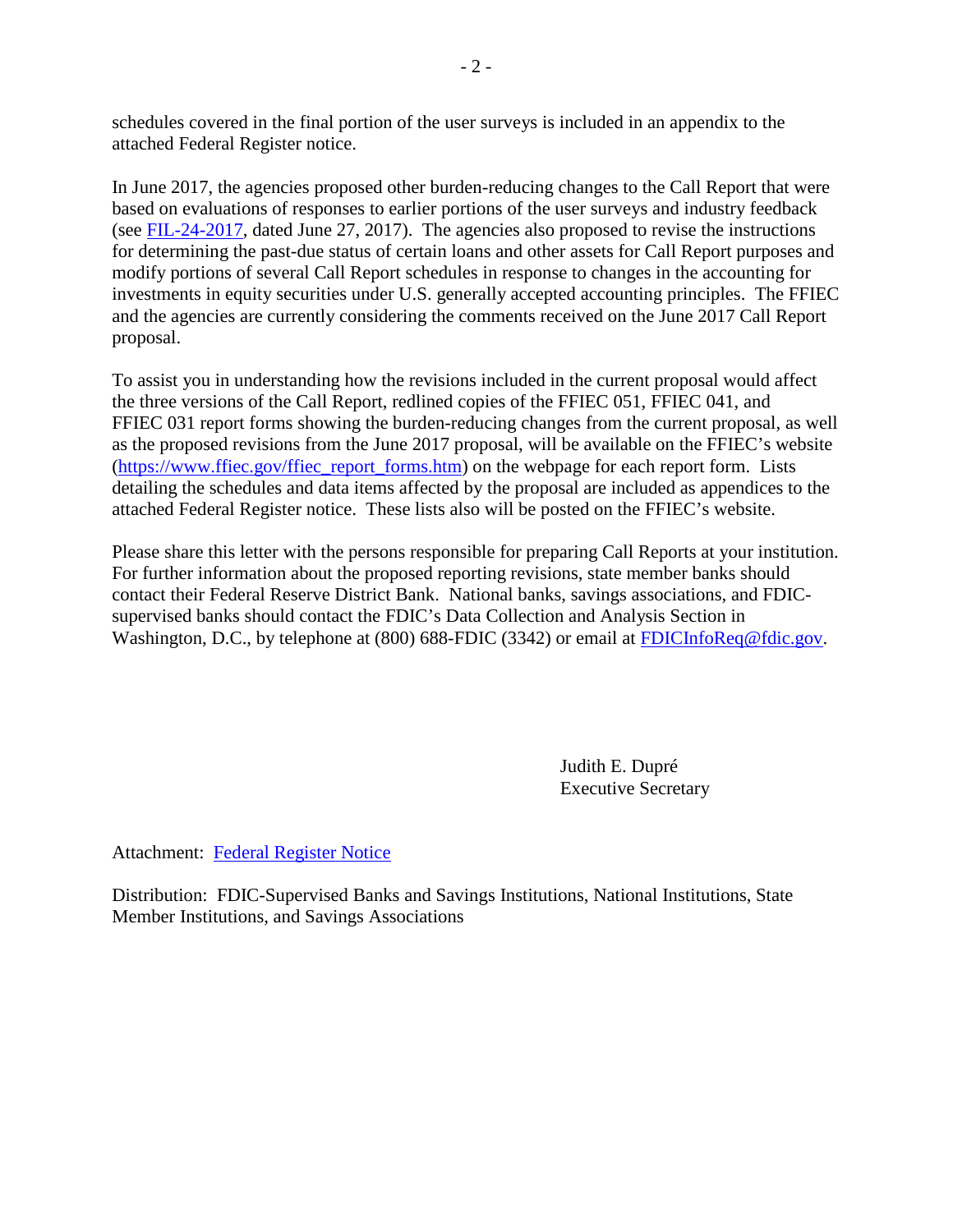schedules covered in the final portion of the user surveys is included in an appendix to the attached Federal Register notice.

In June 2017, the agencies proposed other burden-reducing changes to the Call Report that were based on evaluations of responses to earlier portions of the user surveys and industry feedback (see FIL-24-2017, dated June 27, 2017). The agencies also proposed to revise the instructions for determining the past-due status of certain loans and other assets for Call Report purposes and modify portions of several Call Report schedules in response to changes in the accounting for investments in equity securities under U.S. generally accepted accounting principles. The FFIEC and the agencies are currently considering the comments received on the June 2017 Call Report proposal.

To assist you in understanding how the revisions included in the current proposal would affect the three versions of the Call Report, redlined copies of the FFIEC 051, FFIEC 041, and FFIEC 031 report forms showing the burden-reducing changes from the current proposal, as well as the proposed revisions from the June 2017 proposal, will be available on the FFIEC's website (https://www.ffiec.gov/ffiec_report_forms.htm) on the webpage for each report form. Lists detailing the schedules and data items affected by the proposal are included as appendices to the attached Federal Register notice. These lists also will be posted on the FFIEC's website.

Please share this letter with the persons responsible for preparing Call Reports at your institution. For further information about the proposed reporting revisions, state member banks should contact their Federal Reserve District Bank. National banks, savings associations, and FDIC-supervised banks should contact the FDIC's Data Collection and Analysis Section in Washington, D.C., by telephone at (800) 688-FDIC (3342) or email at FDICInfoReq@fdic.gov.

Judith E. Dupré
Executive Secretary

Attachment: Federal Register Notice

Distribution: FDIC-Supervised Banks and Savings Institutions, National Institutions, State Member Institutions, and Savings Associations